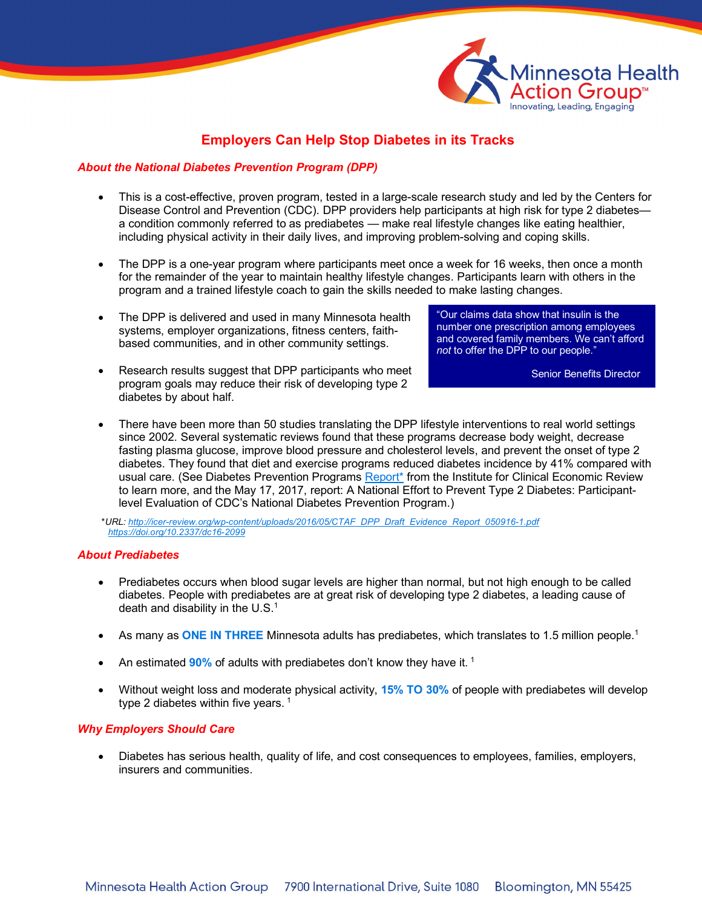# Employers Can Help Stop Diabetes in its Tracks

## *About the National Diabetes Prevention Program (DPP)*

- This is a cost-effective, proven program, tested in a large-scale research study and led by the Centers for Disease Control and Prevention (CDC). DPP providers help participants at high risk for type 2 diabetes—a condition commonly referred to as prediabetes — make real lifestyle changes like eating healthier, including physical activity in their daily lives, and improving problem-solving and coping skills.

- The DPP is a one-year program where participants meet once a week for 16 weeks, then once a month for the remainder of the year to maintain healthy lifestyle changes. Participants learn with others in the program and a trained lifestyle coach to gain the skills needed to make lasting changes.

- The DPP is delivered and used in many Minnesota health systems, employer organizations, fitness centers, faith-based communities, and in other community settings.

- Research results suggest that DPP participants who meet program goals may reduce their risk of developing type 2 diabetes by about half.

> "Our claims data show that insulin is the number one prescription among employees and covered family members. We can't afford *not* to offer the DPP to our people."
>
> Senior Benefits Director

- There have been more than 50 studies translating the DPP lifestyle interventions to real world settings since 2002. Several systematic reviews found that these programs decrease body weight, decrease fasting plasma glucose, improve blood pressure and cholesterol levels, and prevent the onset of type 2 diabetes. They found that diet and exercise programs reduced diabetes incidence by 41% compared with usual care. (See Diabetes Prevention Programs Report* from the Institute for Clinical Economic Review to learn more, and the May 17, 2017, report: A National Effort to Prevent Type 2 Diabetes: Participant-level Evaluation of CDC's National Diabetes Prevention Program.)

*URL: http://icer-review.org/wp-content/uploads/2016/05/CTAF_DPP_Draft_Evidence_Report_050916-1.pdf
https://doi.org/10.2337/dc16-2099

## *About Prediabetes*

- Prediabetes occurs when blood sugar levels are higher than normal, but not high enough to be called diabetes. People with prediabetes are at great risk of developing type 2 diabetes, a leading cause of death and disability in the U.S.[1]

- As many as **ONE IN THREE** Minnesota adults has prediabetes, which translates to 1.5 million people.[1]

- An estimated **90%** of adults with prediabetes don't know they have it. [1]

- Without weight loss and moderate physical activity, **15% TO 30%** of people with prediabetes will develop type 2 diabetes within five years. [1]

## *Why Employers Should Care*

- Diabetes has serious health, quality of life, and cost consequences to employees, families, employers, insurers and communities.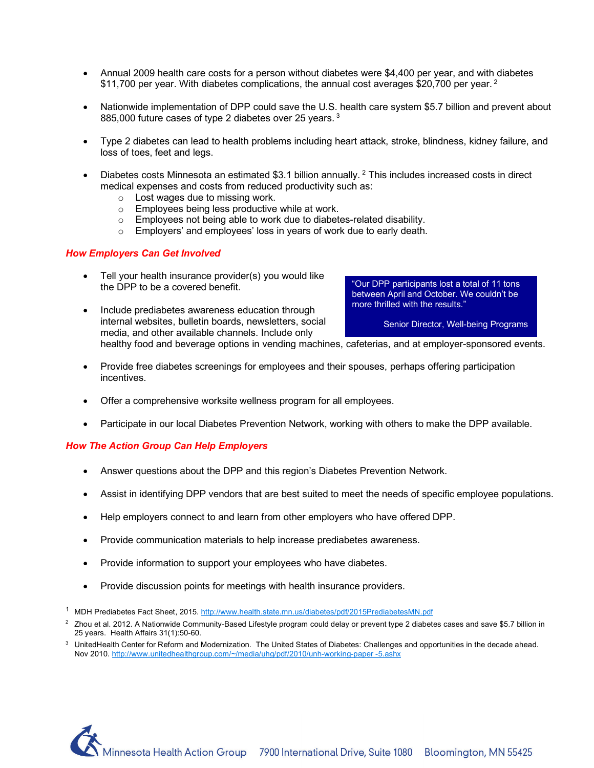- Annual 2009 health care costs for a person without diabetes were $4,400 per year, and with diabetes $11,700 per year. With diabetes complications, the annual cost averages $20,700 per year. [2]

- Nationwide implementation of DPP could save the U.S. health care system $5.7 billion and prevent about 885,000 future cases of type 2 diabetes over 25 years. [3]

- Type 2 diabetes can lead to health problems including heart attack, stroke, blindness, kidney failure, and loss of toes, feet and legs.

- Diabetes costs Minnesota an estimated $3.1 billion annually. [2] This includes increased costs in direct medical expenses and costs from reduced productivity such as:
  - Lost wages due to missing work.
  - Employees being less productive while at work.
  - Employees not being able to work due to diabetes-related disability.
  - Employers' and employees' loss in years of work due to early death.

### *How Employers Can Get Involved*

- Tell your health insurance provider(s) you would like the DPP to be a covered benefit.

- Include prediabetes awareness education through internal websites, bulletin boards, newsletters, social media, and other available channels. Include only healthy food and beverage options in vending machines, cafeterias, and at employer-sponsored events.

- Provide free diabetes screenings for employees and their spouses, perhaps offering participation incentives.

- Offer a comprehensive worksite wellness program for all employees.

- Participate in our local Diabetes Prevention Network, working with others to make the DPP available.

> "Our DPP participants lost a total of 11 tons between April and October. We couldn't be more thrilled with the results."
>
> Senior Director, Well-being Programs

### *How The Action Group Can Help Employers*

- Answer questions about the DPP and this region's Diabetes Prevention Network.

- Assist in identifying DPP vendors that are best suited to meet the needs of specific employee populations.

- Help employers connect to and learn from other employers who have offered DPP.

- Provide communication materials to help increase prediabetes awareness.

- Provide information to support your employees who have diabetes.

- Provide discussion points for meetings with health insurance providers.

[1] MDH Prediabetes Fact Sheet, 2015. http://www.health.state.mn.us/diabetes/pdf/2015PrediabetesMN.pdf

[2] Zhou et al. 2012. A Nationwide Community-Based Lifestyle program could delay or prevent type 2 diabetes cases and save $5.7 billion in 25 years. Health Affairs 31(1):50-60.

[3] UnitedHealth Center for Reform and Modernization. The United States of Diabetes: Challenges and opportunities in the decade ahead. Nov 2010. http://www.unitedhealthgroup.com/~/media/uhg/pdf/2010/unh-working-paper -5.ashx

Minnesota Health Action Group 7900 International Drive, Suite 1080 Bloomington, MN 55425